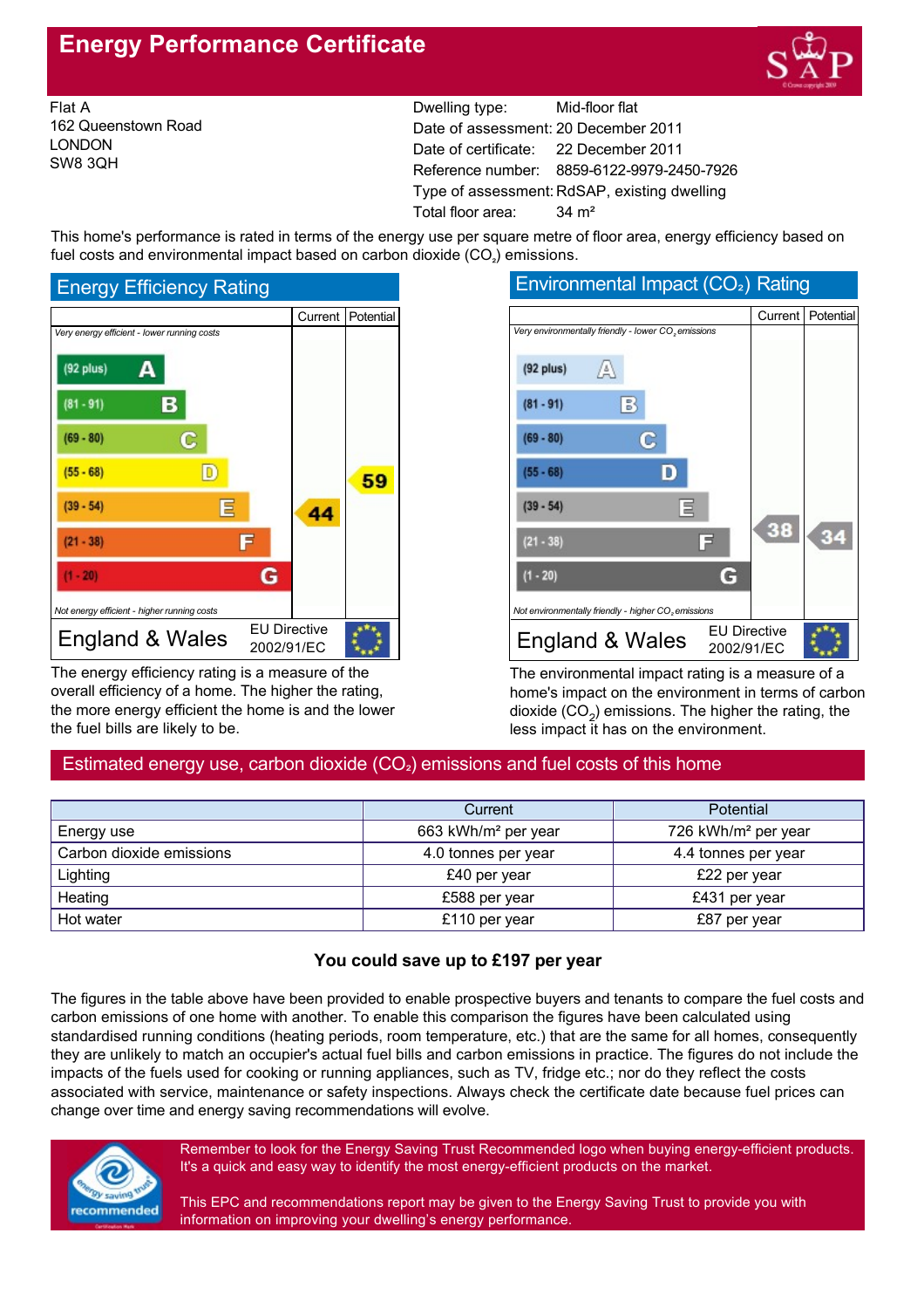# Energy Performance Certificate

Flat A
162 Queenstown Road
LONDON
SW8 3QH

Dwelling type: Mid-floor flat
Date of assessment: 20 December 2011
Date of certificate: 22 December 2011
Reference number: 8859-6122-9979-2450-7926
Type of assessment: RdSAP, existing dwelling
Total floor area: 34 m²

This home's performance is rated in terms of the energy use per square metre of floor area, energy efficiency based on fuel costs and environmental impact based on carbon dioxide ($CO_2$) emissions.

## Energy Efficiency Rating

| | Current | Potential |
|---|---|---|
| *Very energy efficient - lower running costs* | | |
| (92 plus) A | | |
| (81 - 91) B | | |
| (69 - 80) C | | |
| (55 - 68) D | | 59 |
| (39 - 54) E | 44 | |
| (21 - 38) F | | |
| (1 - 20) G | | |
| *Not energy efficient - higher running costs* | | |

England & Wales — EU Directive 2002/91/EC

The energy efficiency rating is a measure of the overall efficiency of a home. The higher the rating, the more energy efficient the home is and the lower the fuel bills are likely to be.

## Environmental Impact ($CO_2$) Rating

| | Current | Potential |
|---|---|---|
| *Very environmentally friendly - lower $CO_2$ emissions* | | |
| (92 plus) A | | |
| (81 - 91) B | | |
| (69 - 80) C | | |
| (55 - 68) D | | |
| (39 - 54) E | | |
| (21 - 38) F | 38 | 34 |
| (1 - 20) G | | |
| *Not environmentally friendly - higher $CO_2$ emissions* | | |

England & Wales — EU Directive 2002/91/EC

The environmental impact rating is a measure of a home's impact on the environment in terms of carbon dioxide ($CO_2$) emissions. The higher the rating, the less impact it has on the environment.

## Estimated energy use, carbon dioxide ($CO_2$) emissions and fuel costs of this home

| | Current | Potential |
|---|---|---|
| Energy use | 663 kWh/m² per year | 726 kWh/m² per year |
| Carbon dioxide emissions | 4.0 tonnes per year | 4.4 tonnes per year |
| Lighting | £40 per year | £22 per year |
| Heating | £588 per year | £431 per year |
| Hot water | £110 per year | £87 per year |

**You could save up to £197 per year**

The figures in the table above have been provided to enable prospective buyers and tenants to compare the fuel costs and carbon emissions of one home with another. To enable this comparison the figures have been calculated using standardised running conditions (heating periods, room temperature, etc.) that are the same for all homes, consequently they are unlikely to match an occupier's actual fuel bills and carbon emissions in practice. The figures do not include the impacts of the fuels used for cooking or running appliances, such as TV, fridge etc.; nor do they reflect the costs associated with service, maintenance or safety inspections. Always check the certificate date because fuel prices can change over time and energy saving recommendations will evolve.

Remember to look for the Energy Saving Trust Recommended logo when buying energy-efficient products. It's a quick and easy way to identify the most energy-efficient products on the market.

This EPC and recommendations report may be given to the Energy Saving Trust to provide you with information on improving your dwelling's energy performance.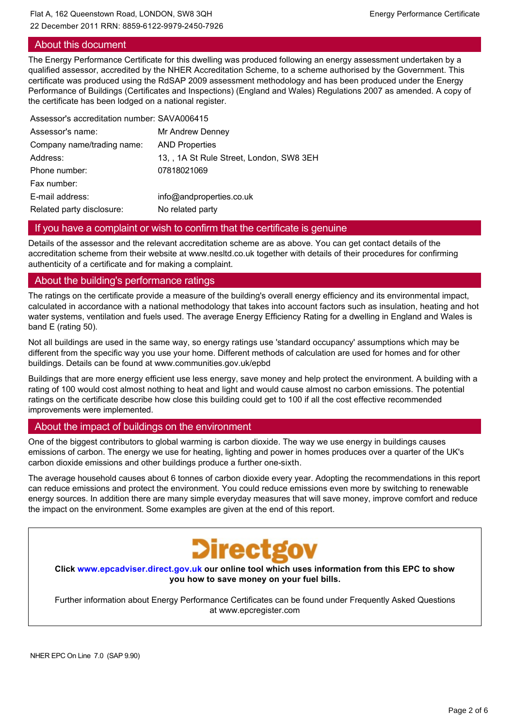## About this document

The Energy Performance Certificate for this dwelling was produced following an energy assessment undertaken by a qualified assessor, accredited by the NHER Accreditation Scheme, to a scheme authorised by the Government. This certificate was produced using the RdSAP 2009 assessment methodology and has been produced under the Energy Performance of Buildings (Certificates and Inspections) (England and Wales) Regulations 2007 as amended. A copy of the certificate has been lodged on a national register.

| | |
|---|---|
| Assessor's accreditation number: | SAVA006415 |
| Assessor's name: | Mr Andrew Denney |
| Company name/trading name: | AND Properties |
| Address: | 13, , 1A St Rule Street, London, SW8 3EH |
| Phone number: | 07818021069 |
| Fax number: | |
| E-mail address: | info@andproperties.co.uk |
| Related party disclosure: | No related party |

## If you have a complaint or wish to confirm that the certificate is genuine

Details of the assessor and the relevant accreditation scheme are as above. You can get contact details of the accreditation scheme from their website at www.nesltd.co.uk together with details of their procedures for confirming authenticity of a certificate and for making a complaint.

## About the building's performance ratings

The ratings on the certificate provide a measure of the building's overall energy efficiency and its environmental impact, calculated in accordance with a national methodology that takes into account factors such as insulation, heating and hot water systems, ventilation and fuels used. The average Energy Efficiency Rating for a dwelling in England and Wales is band E (rating 50).

Not all buildings are used in the same way, so energy ratings use 'standard occupancy' assumptions which may be different from the specific way you use your home. Different methods of calculation are used for homes and for other buildings. Details can be found at www.communities.gov.uk/epbd

Buildings that are more energy efficient use less energy, save money and help protect the environment. A building with a rating of 100 would cost almost nothing to heat and light and would cause almost no carbon emissions. The potential ratings on the certificate describe how close this building could get to 100 if all the cost effective recommended improvements were implemented.

## About the impact of buildings on the environment

One of the biggest contributors to global warming is carbon dioxide. The way we use energy in buildings causes emissions of carbon. The energy we use for heating, lighting and power in homes produces over a quarter of the UK's carbon dioxide emissions and other buildings produce a further one-sixth.

The average household causes about 6 tonnes of carbon dioxide every year. Adopting the recommendations in this report can reduce emissions and protect the environment. You could reduce emissions even more by switching to renewable energy sources. In addition there are many simple everyday measures that will save money, improve comfort and reduce the impact on the environment. Some examples are given at the end of this report.

Directgov

**Click www.epcadviser.direct.gov.uk our online tool which uses information from this EPC to show you how to save money on your fuel bills.**

Further information about Energy Performance Certificates can be found under Frequently Asked Questions at www.epcregister.com

NHER EPC On Line 7.0 (SAP 9.90)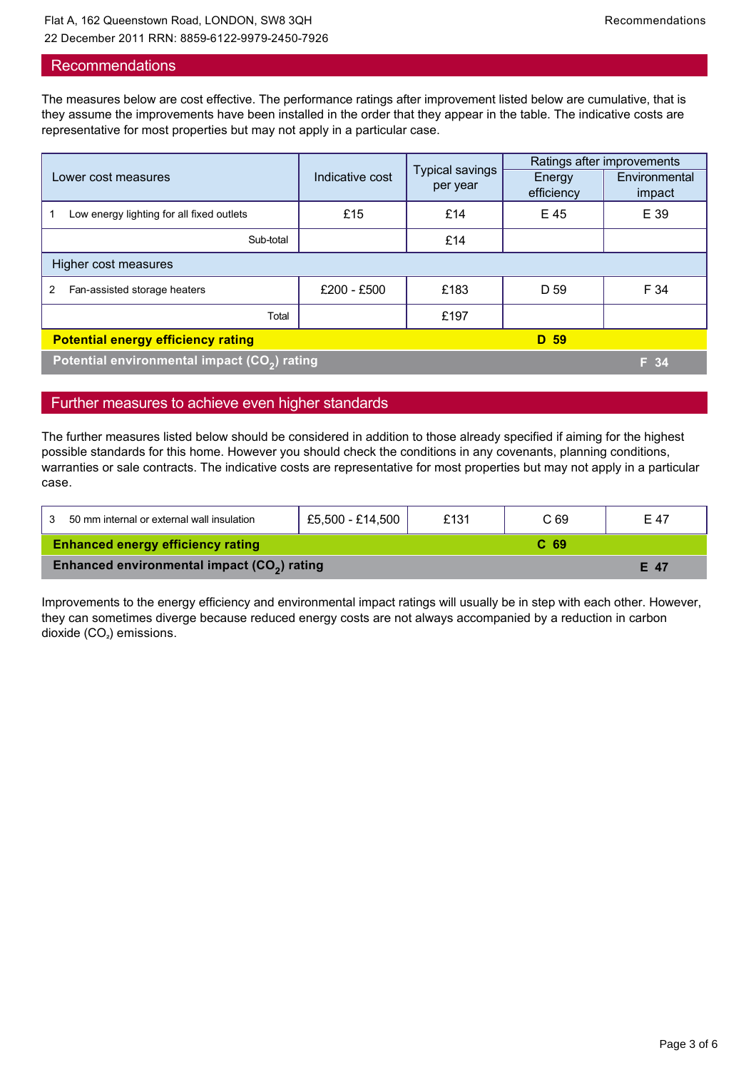## Recommendations

The measures below are cost effective. The performance ratings after improvement listed below are cumulative, that is they assume the improvements have been installed in the order that they appear in the table. The indicative costs are representative for most properties but may not apply in a particular case.

| Lower cost measures | Indicative cost | Typical savings per year | Ratings after improvements | |
|---|---|---|---|---|
| | | | Energy efficiency | Environmental impact |
| 1 Low energy lighting for all fixed outlets | £15 | £14 | E 45 | E 39 |
| Sub-total | | £14 | | |
| **Higher cost measures** | | | | |
| 2 Fan-assisted storage heaters | £200 - £500 | £183 | D 59 | F 34 |
| Total | | £197 | | |
| **Potential energy efficiency rating** | | | **D 59** | |
| **Potential environmental impact ($CO_2$) rating** | | | | **F 34** |

## Further measures to achieve even higher standards

The further measures listed below should be considered in addition to those already specified if aiming for the highest possible standards for this home. However you should check the conditions in any covenants, planning conditions, warranties or sale contracts. The indicative costs are representative for most properties but may not apply in a particular case.

| Measure | Indicative cost | Typical savings per year | Energy efficiency | Environmental impact |
|---|---|---|---|---|
| 3 50 mm internal or external wall insulation | £5,500 - £14,500 | £131 | C 69 | E 47 |
| **Enhanced energy efficiency rating** | | | **C 69** | |
| **Enhanced environmental impact ($CO_2$) rating** | | | | **E 47** |

Improvements to the energy efficiency and environmental impact ratings will usually be in step with each other. However, they can sometimes diverge because reduced energy costs are not always accompanied by a reduction in carbon dioxide ($CO_2$) emissions.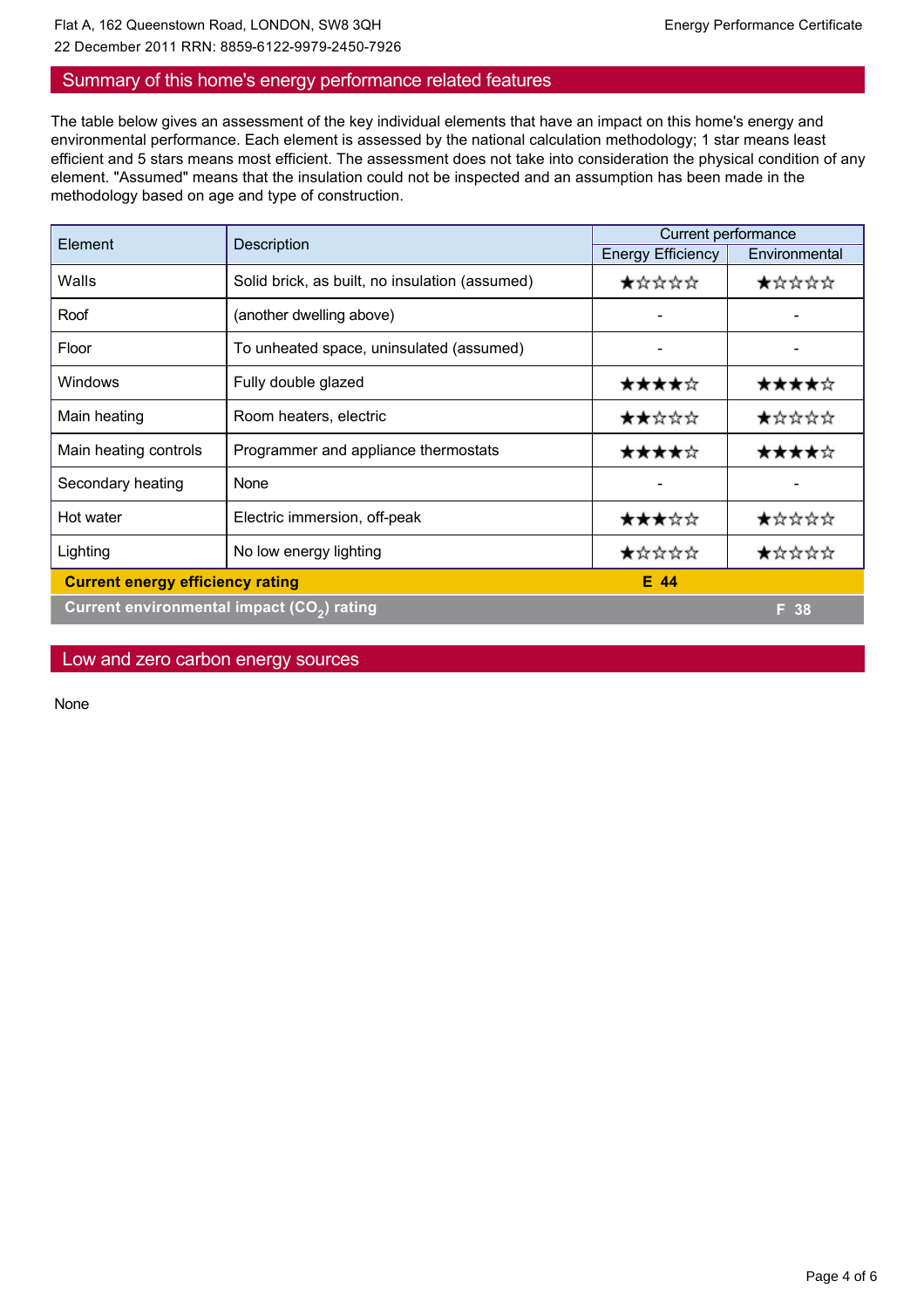## Summary of this home's energy performance related features

The table below gives an assessment of the key individual elements that have an impact on this home's energy and environmental performance. Each element is assessed by the national calculation methodology; 1 star means least efficient and 5 stars means most efficient. The assessment does not take into consideration the physical condition of any element. "Assumed" means that the insulation could not be inspected and an assumption has been made in the methodology based on age and type of construction.

| Element | Description | Current performance | |
|---|---|---|---|
| | | Energy Efficiency | Environmental |
| Walls | Solid brick, as built, no insulation (assumed) | ★☆☆☆☆ | ★☆☆☆☆ |
| Roof | (another dwelling above) | - | - |
| Floor | To unheated space, uninsulated (assumed) | - | - |
| Windows | Fully double glazed | ★★★★☆ | ★★★★☆ |
| Main heating | Room heaters, electric | ★★☆☆☆ | ★☆☆☆☆ |
| Main heating controls | Programmer and appliance thermostats | ★★★★☆ | ★★★★☆ |
| Secondary heating | None | - | - |
| Hot water | Electric immersion, off-peak | ★★★☆☆ | ★☆☆☆☆ |
| Lighting | No low energy lighting | ★☆☆☆☆ | ★☆☆☆☆ |
| **Current energy efficiency rating** | | **E 44** | |
| **Current environmental impact ($CO_2$) rating** | | | **F 38** |

## Low and zero carbon energy sources

None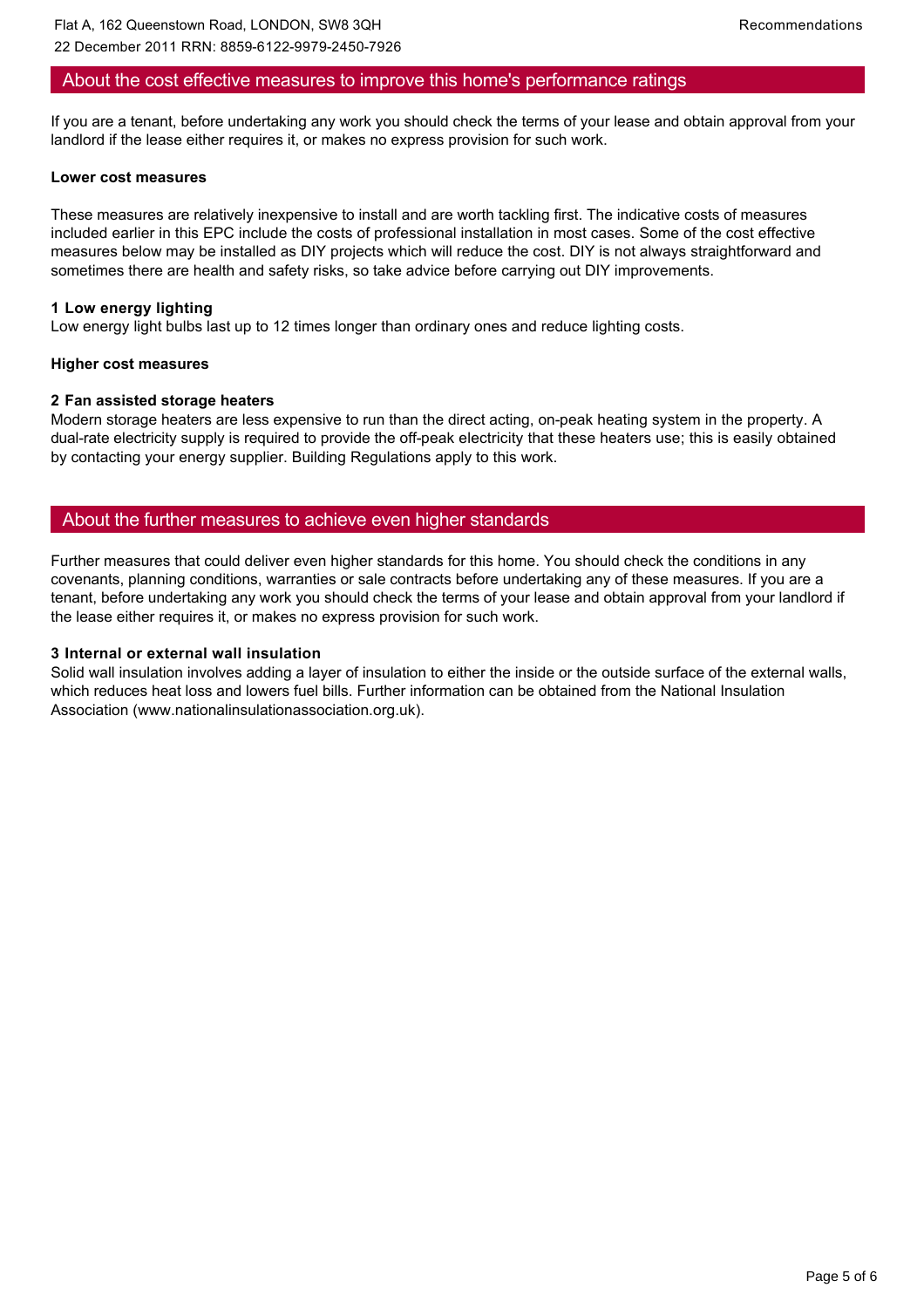## About the cost effective measures to improve this home's performance ratings

If you are a tenant, before undertaking any work you should check the terms of your lease and obtain approval from your landlord if the lease either requires it, or makes no express provision for such work.

**Lower cost measures**

These measures are relatively inexpensive to install and are worth tackling first. The indicative costs of measures included earlier in this EPC include the costs of professional installation in most cases. Some of the cost effective measures below may be installed as DIY projects which will reduce the cost. DIY is not always straightforward and sometimes there are health and safety risks, so take advice before carrying out DIY improvements.

**1 Low energy lighting**
Low energy light bulbs last up to 12 times longer than ordinary ones and reduce lighting costs.

**Higher cost measures**

**2 Fan assisted storage heaters**
Modern storage heaters are less expensive to run than the direct acting, on-peak heating system in the property. A dual-rate electricity supply is required to provide the off-peak electricity that these heaters use; this is easily obtained by contacting your energy supplier. Building Regulations apply to this work.

## About the further measures to achieve even higher standards

Further measures that could deliver even higher standards for this home. You should check the conditions in any covenants, planning conditions, warranties or sale contracts before undertaking any of these measures. If you are a tenant, before undertaking any work you should check the terms of your lease and obtain approval from your landlord if the lease either requires it, or makes no express provision for such work.

**3 Internal or external wall insulation**
Solid wall insulation involves adding a layer of insulation to either the inside or the outside surface of the external walls, which reduces heat loss and lowers fuel bills. Further information can be obtained from the National Insulation Association (www.nationalinsulationassociation.org.uk).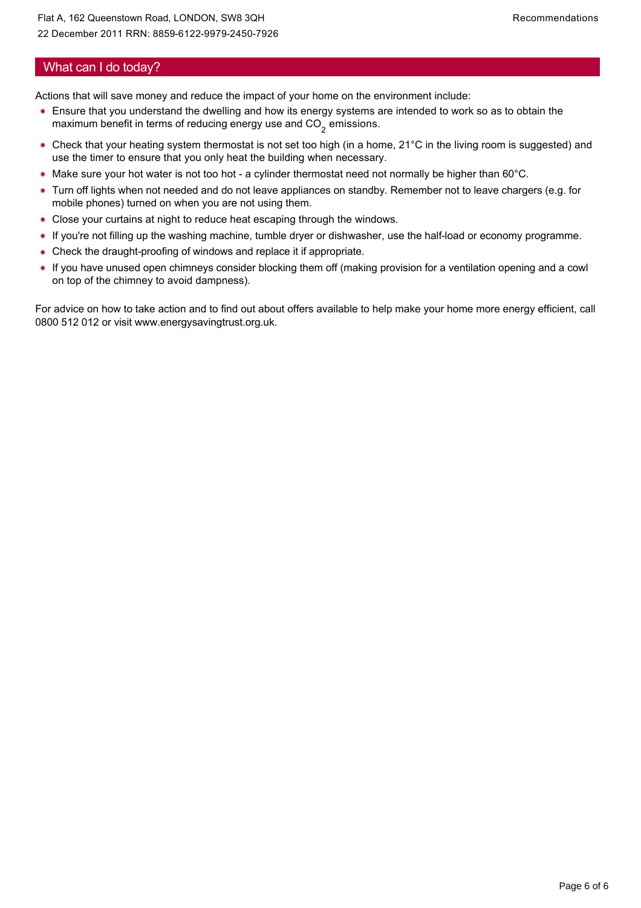## What can I do today?

Actions that will save money and reduce the impact of your home on the environment include:

- Ensure that you understand the dwelling and how its energy systems are intended to work so as to obtain the maximum benefit in terms of reducing energy use and $CO_2$ emissions.
- Check that your heating system thermostat is not set too high (in a home, 21°C in the living room is suggested) and use the timer to ensure that you only heat the building when necessary.
- Make sure your hot water is not too hot - a cylinder thermostat need not normally be higher than 60°C.
- Turn off lights when not needed and do not leave appliances on standby. Remember not to leave chargers (e.g. for mobile phones) turned on when you are not using them.
- Close your curtains at night to reduce heat escaping through the windows.
- If you're not filling up the washing machine, tumble dryer or dishwasher, use the half-load or economy programme.
- Check the draught-proofing of windows and replace it if appropriate.
- If you have unused open chimneys consider blocking them off (making provision for a ventilation opening and a cowl on top of the chimney to avoid dampness).

For advice on how to take action and to find out about offers available to help make your home more energy efficient, call 0800 512 012 or visit www.energysavingtrust.org.uk.